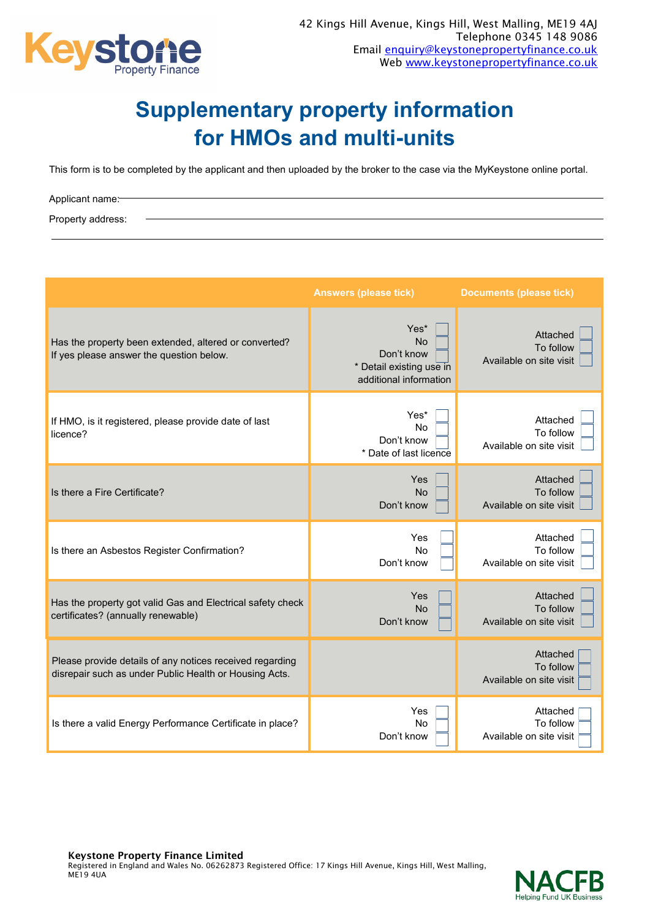Keystone Property Finance

42 Kings Hill Avenue, Kings Hill, West Malling, ME19 4AJ
Telephone 0345 148 9086
Email enquiry@keystonepropertyfinance.co.uk
Web www.keystonepropertyfinance.co.uk

# Supplementary property information for HMOs and multi-units

This form is to be completed by the applicant and then uploaded by the broker to the case via the MyKeystone online portal.

Applicant name: ______________________________

Property address: ______________________________

______________________________

| | Answers (please tick) | Documents (please tick) |
|---|---|---|
| Has the property been extended, altered or converted? If yes please answer the question below. | Yes* ☐<br>No ☐<br>Don't know ☐<br>* Detail existing use in additional information | Attached ☐<br>To follow ☐<br>Available on site visit ☐ |
| If HMO, is it registered, please provide date of last licence? | Yes* ☐<br>No ☐<br>Don't know ☐<br>* Date of last licence | Attached ☐<br>To follow ☐<br>Available on site visit ☐ |
| Is there a Fire Certificate? | Yes ☐<br>No ☐<br>Don't know ☐ | Attached ☐<br>To follow ☐<br>Available on site visit ☐ |
| Is there an Asbestos Register Confirmation? | Yes ☐<br>No ☐<br>Don't know ☐ | Attached ☐<br>To follow ☐<br>Available on site visit ☐ |
| Has the property got valid Gas and Electrical safety check certificates? (annually renewable) | Yes ☐<br>No ☐<br>Don't know ☐ | Attached ☐<br>To follow ☐<br>Available on site visit ☐ |
| Please provide details of any notices received regarding disrepair such as under Public Health or Housing Acts. | | Attached ☐<br>To follow ☐<br>Available on site visit ☐ |
| Is there a valid Energy Performance Certificate in place? | Yes ☐<br>No ☐<br>Don't know ☐ | Attached ☐<br>To follow ☐<br>Available on site visit ☐ |

**Keystone Property Finance Limited**
Registered in England and Wales No. 06262873 Registered Office: 17 Kings Hill Avenue, Kings Hill, West Malling, ME19 4UA

NACFB Helping Fund UK Business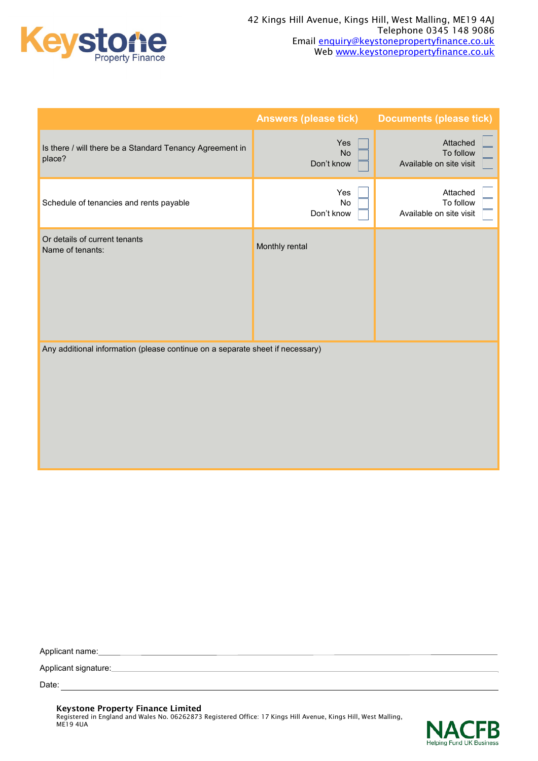Keystone Property Finance

42 Kings Hill Avenue, Kings Hill, West Malling, ME19 4AJ
Telephone 0345 148 9086
Email enquiry@keystonepropertyfinance.co.uk
Web www.keystonepropertyfinance.co.uk

| | Answers (please tick) | Documents (please tick) |
|---|---|---|
| Is there / will there be a Standard Tenancy Agreement in place? | Yes ☐<br>No ☐<br>Don't know ☐ | Attached ☐<br>To follow ☐<br>Available on site visit ☐ |
| Schedule of tenancies and rents payable | Yes ☐<br>No ☐<br>Don't know ☐ | Attached ☐<br>To follow ☐<br>Available on site visit ☐ |
| Or details of current tenants<br>Name of tenants: | Monthly rental | |
| Any additional information (please continue on a separate sheet if necessary) | | |

Applicant name: ______________________

Applicant signature: ______________________

Date: ______________________

**Keystone Property Finance Limited**
Registered in England and Wales No. 06262873 Registered Office: 17 Kings Hill Avenue, Kings Hill, West Malling, ME19 4UA

NACFB
Helping Fund UK Business